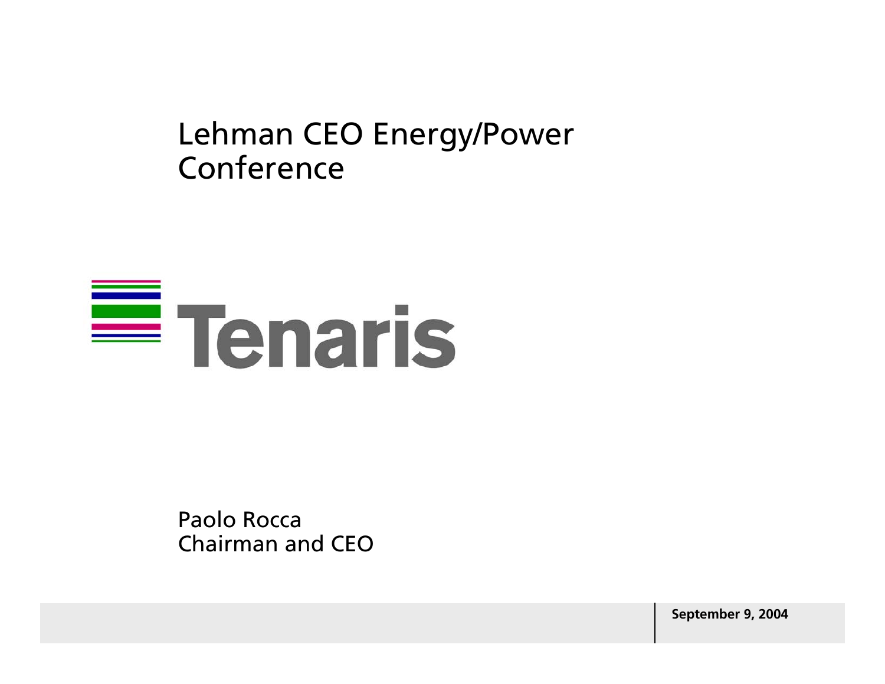# Lehman CEO Energy/Power Conference

Tenaris

Paolo Rocca
Chairman and CEO

**September 9, 2004**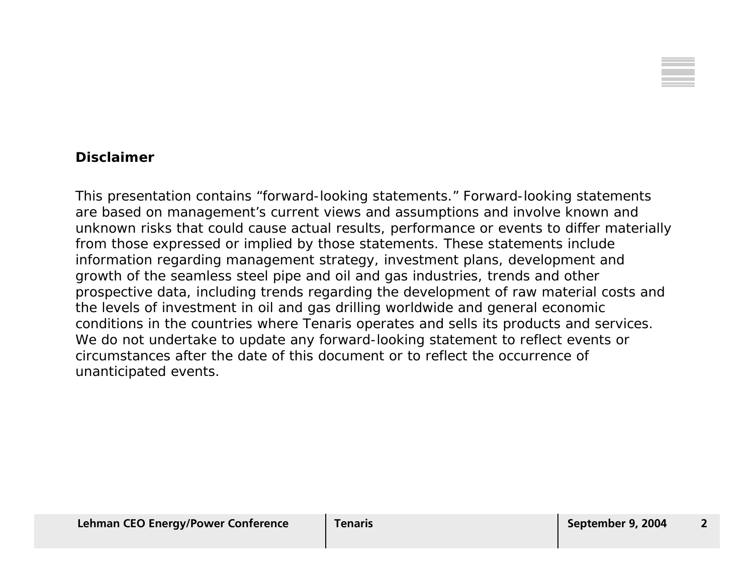## Disclaimer

This presentation contains “forward-looking statements.” Forward-looking statements are based on management’s current views and assumptions and involve known and unknown risks that could cause actual results, performance or events to differ materially from those expressed or implied by those statements. These statements include information regarding management strategy, investment plans, development and growth of the seamless steel pipe and oil and gas industries, trends and other prospective data, including trends regarding the development of raw material costs and the levels of investment in oil and gas drilling worldwide and general economic conditions in the countries where Tenaris operates and sells its products and services. We do not undertake to update any forward-looking statement to reflect events or circumstances after the date of this document or to reflect the occurrence of unanticipated events.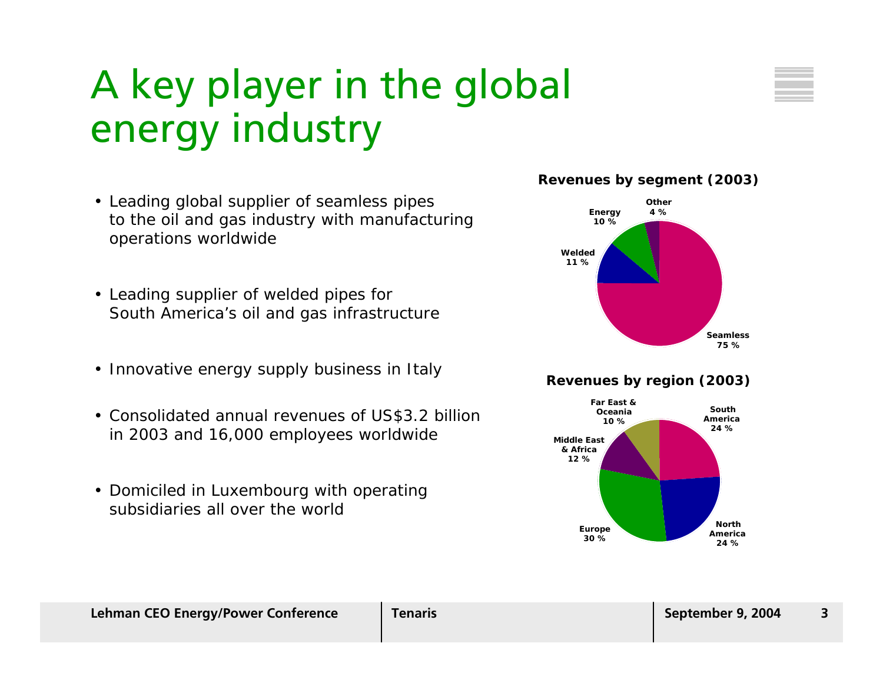# A key player in the global energy industry

- Leading global supplier of seamless pipes to the oil and gas industry with manufacturing operations worldwide
- Leading supplier of welded pipes for South America's oil and gas infrastructure
- Innovative energy supply business in Italy
- Consolidated annual revenues of US$3.2 billion in 2003 and 16,000 employees worldwide
- Domiciled in Luxembourg with operating subsidiaries all over the world

**Revenues by segment (2003)**

| Segment | Share |
|---|---|
| Seamless | 75 % |
| Welded | 11 % |
| Energy | 10 % |
| Other | 4 % |

**Revenues by region (2003)**

| Region | Share |
|---|---|
| South America | 24 % |
| North America | 24 % |
| Europe | 30 % |
| Middle East & Africa | 12 % |
| Far East & Oceania | 10 % |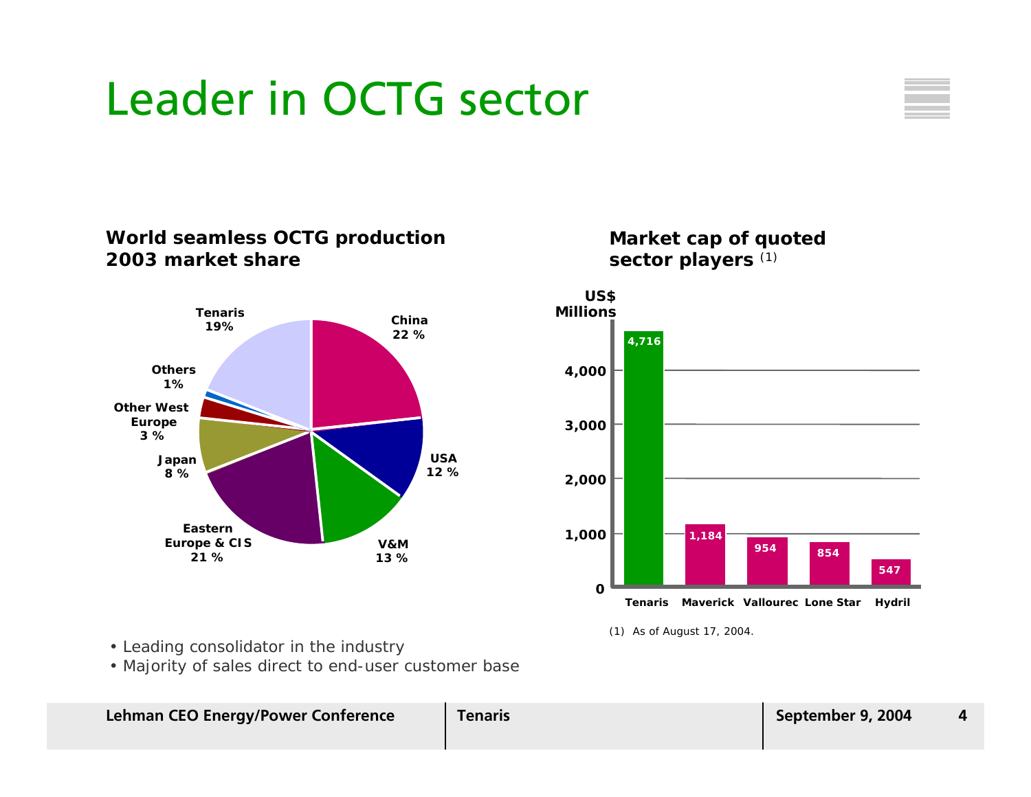# Leader in OCTG sector

**World seamless OCTG production 2003 market share**

| Producer | Market share |
|---|---|
| China | 22 % |
| USA | 12 % |
| V&M | 13 % |
| Eastern Europe & CIS | 21 % |
| Japan | 8 % |
| Other West Europe | 3 % |
| Others | 1% |
| Tenaris | 19% |

**Market cap of quoted sector players** (1)

| Company | US$ Millions |
|---|---|
| Tenaris | 4,716 |
| Maverick | 1,184 |
| Vallourec | 954 |
| Lone Star | 854 |
| Hydril | 547 |

(1) As of August 17, 2004.

- Leading consolidator in the industry
- Majority of sales direct to end-user customer base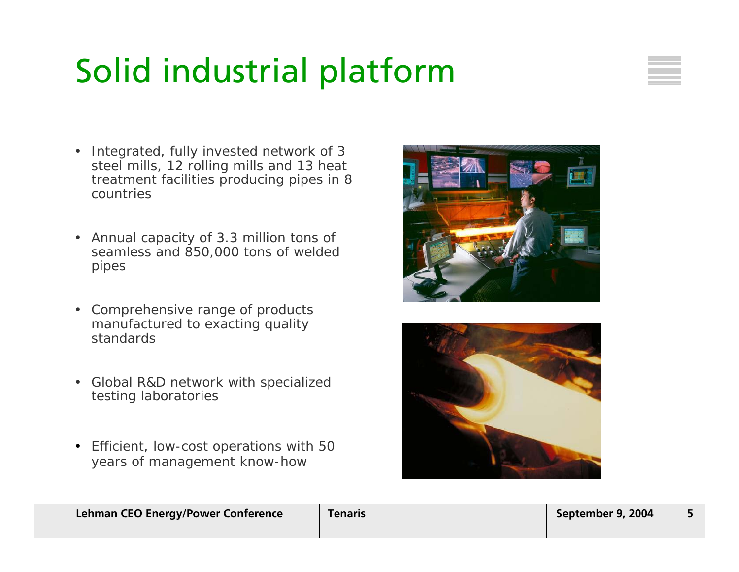# Solid industrial platform

- Integrated, fully invested network of 3 steel mills, 12 rolling mills and 13 heat treatment facilities producing pipes in 8 countries
- Annual capacity of 3.3 million tons of seamless and 850,000 tons of welded pipes
- Comprehensive range of products manufactured to exacting quality standards
- Global R&D network with specialized testing laboratories
- Efficient, low-cost operations with 50 years of management know-how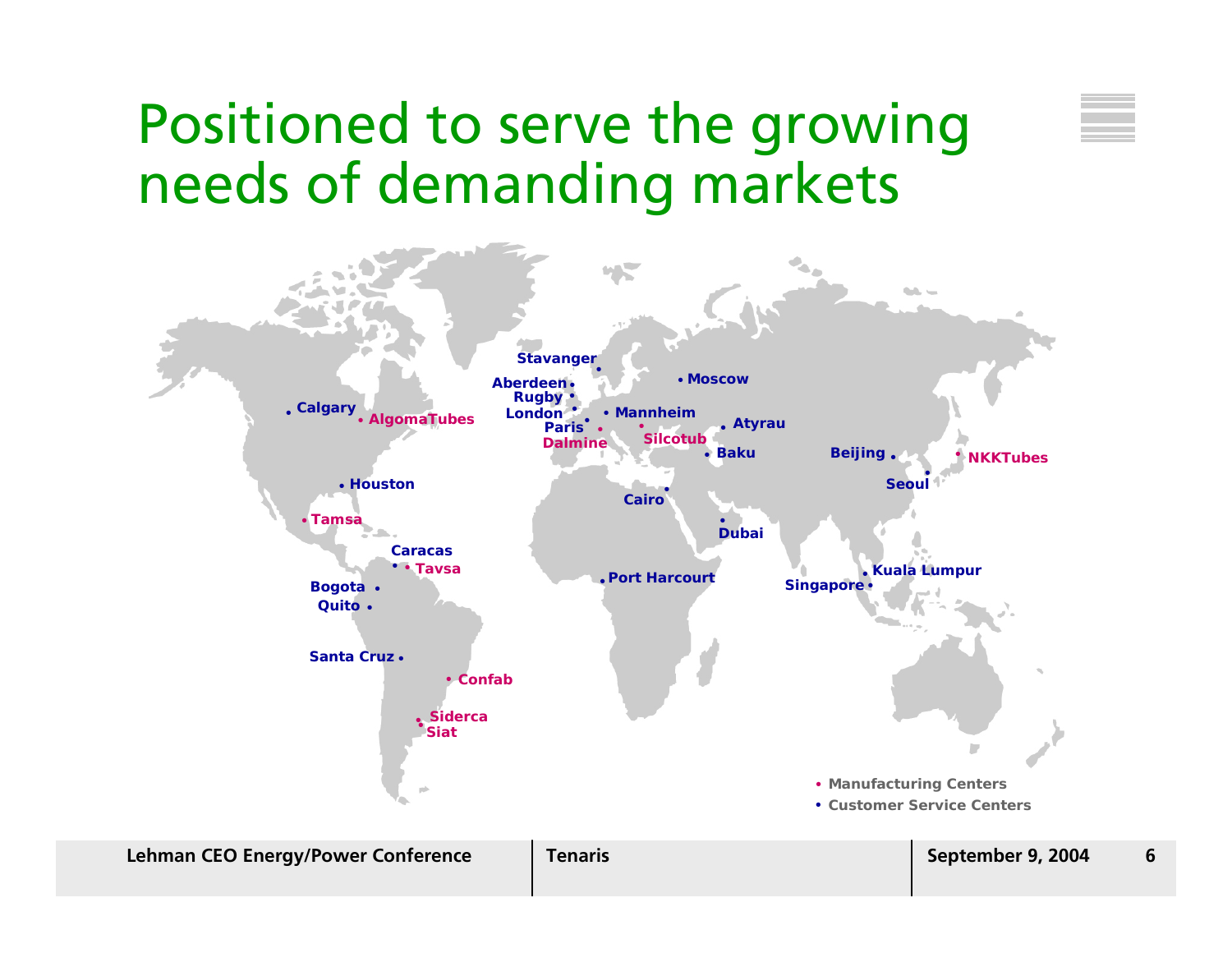# Positioned to serve the growing needs of demanding markets

Stavanger
Aberdeen
Rugby
London
Paris
Dalmine
Mannheim
Silcotub
Moscow
Atyrau
Baku
Calgary
AlgomaTubes
Houston
Tamsa
Caracas
Tavsa
Bogota
Quito
Santa Cruz
Confab
Siderca
Siat
Cairo
Dubai
Port Harcourt
Beijing
Seoul
NKKTubes
Kuala Lumpur
Singapore

- Manufacturing Centers
- Customer Service Centers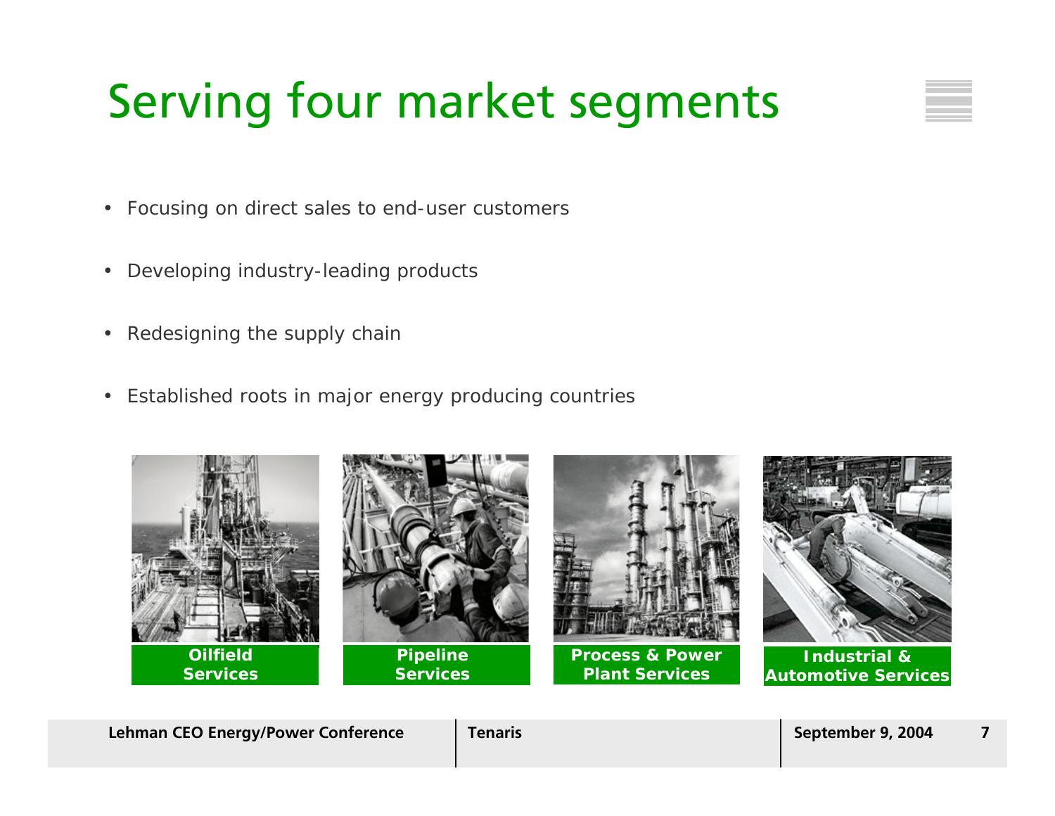# Serving four market segments

- Focusing on direct sales to end-user customers
- Developing industry-leading products
- Redesigning the supply chain
- Established roots in major energy producing countries

**Oilfield Services**

**Pipeline Services**

**Process & Power Plant Services**

**Industrial & Automotive Services**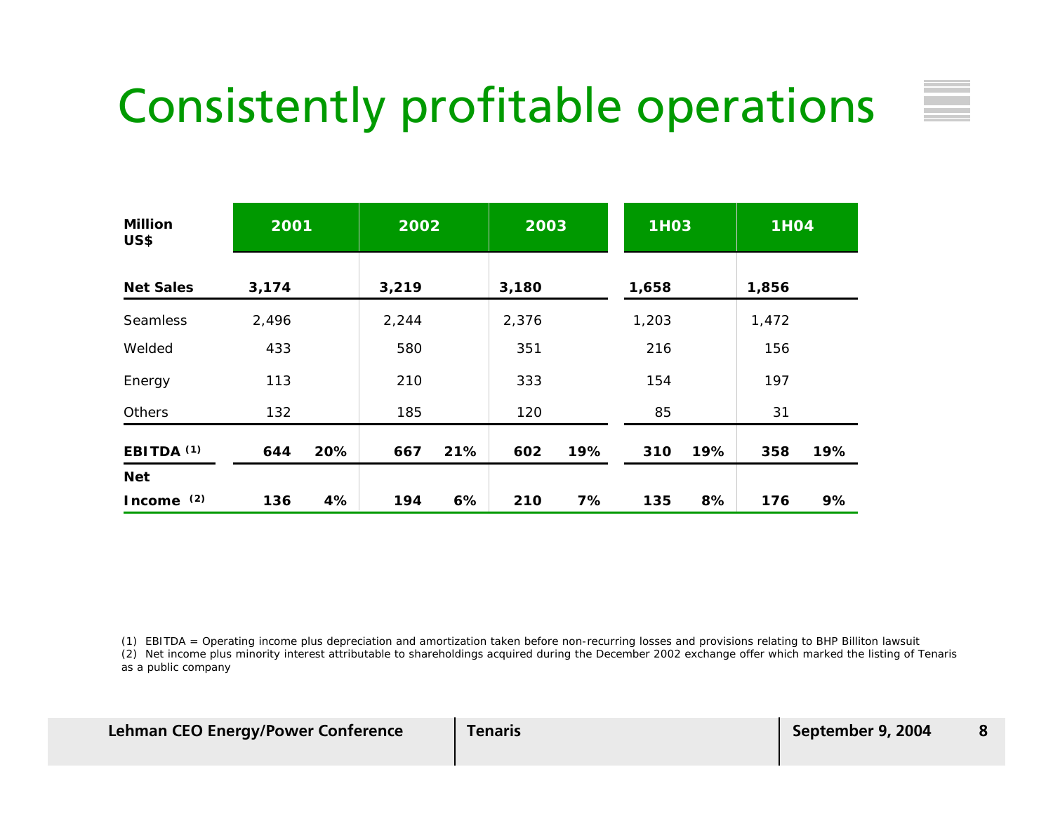# Consistently profitable operations

| Million US$ | 2001 | | 2002 | | 2003 | | 1H03 | | 1H04 | |
|---|---|---|---|---|---|---|---|---|---|---|
| **Net Sales** | **3,174** | | **3,219** | | **3,180** | | **1,658** | | **1,856** | |
| Seamless | 2,496 | | 2,244 | | 2,376 | | 1,203 | | 1,472 | |
| Welded | 433 | | 580 | | 351 | | 216 | | 156 | |
| Energy | 113 | | 210 | | 333 | | 154 | | 197 | |
| Others | 132 | | 185 | | 120 | | 85 | | 31 | |
| **EBITDA (1)** | **644** | **20%** | **667** | **21%** | **602** | **19%** | **310** | **19%** | **358** | **19%** |
| **Net Income (2)** | **136** | **4%** | **194** | **6%** | **210** | **7%** | **135** | **8%** | **176** | **9%** |

(1) EBITDA = Operating income plus depreciation and amortization taken before non-recurring losses and provisions relating to BHP Billiton lawsuit

(2) Net income plus minority interest attributable to shareholdings acquired during the December 2002 exchange offer which marked the listing of Tenaris as a public company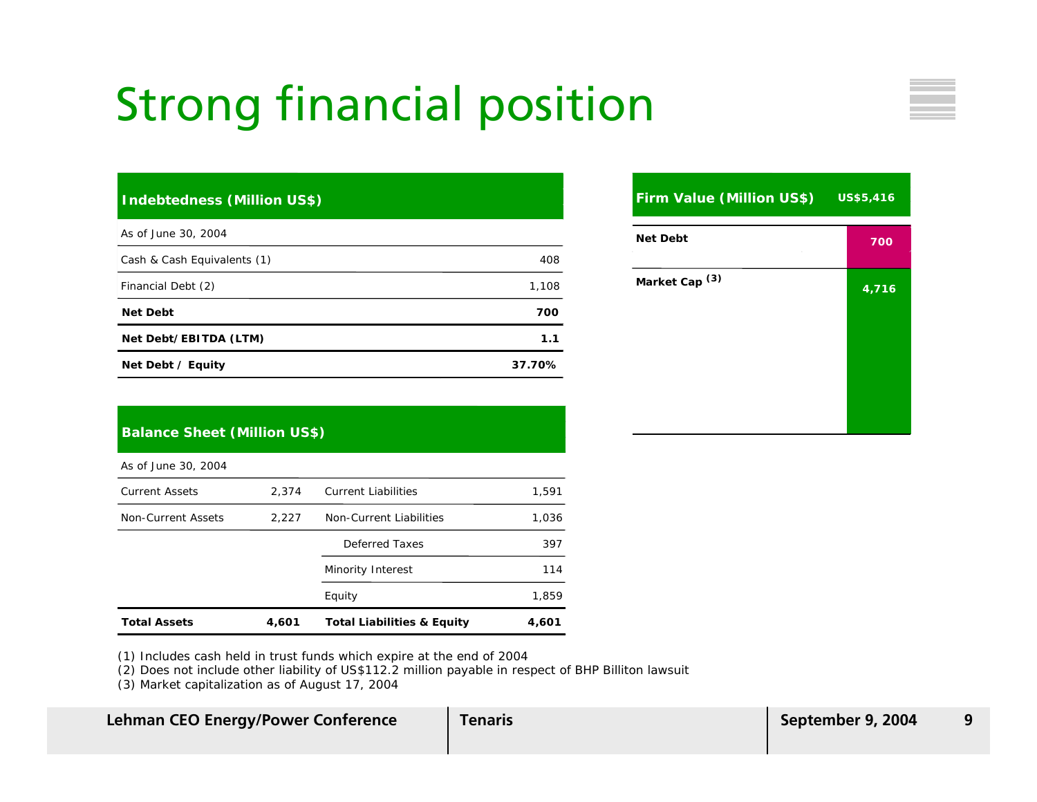# Strong financial position

| Indebtedness (Million US$) | |
|---|---|
| As of June 30, 2004 | |
| Cash & Cash Equivalents (1) | 408 |
| Financial Debt (2) | 1,108 |
| **Net Debt** | **700** |
| **Net Debt/EBITDA (LTM)** | **1.1** |
| **Net Debt / Equity** | **37.70%** |

| Balance Sheet (Million US$) | | | |
|---|---|---|---|
| As of June 30, 2004 | | | |
| Current Assets | 2,374 | Current Liabilities | 1,591 |
| Non-Current Assets | 2,227 | Non-Current Liabilities | 1,036 |
| | | Deferred Taxes | 397 |
| | | Minority Interest | 114 |
| | | Equity | 1,859 |
| **Total Assets** | **4,601** | **Total Liabilities & Equity** | **4,601** |

| Firm Value (Million US$) | US$5,416 |
|---|---|
| **Net Debt** | 700 |
| **Market Cap** (3) | 4,716 |

(1) Includes cash held in trust funds which expire at the end of 2004
(2) Does not include other liability of US$112.2 million payable in respect of BHP Billiton lawsuit
(3) Market capitalization as of August 17, 2004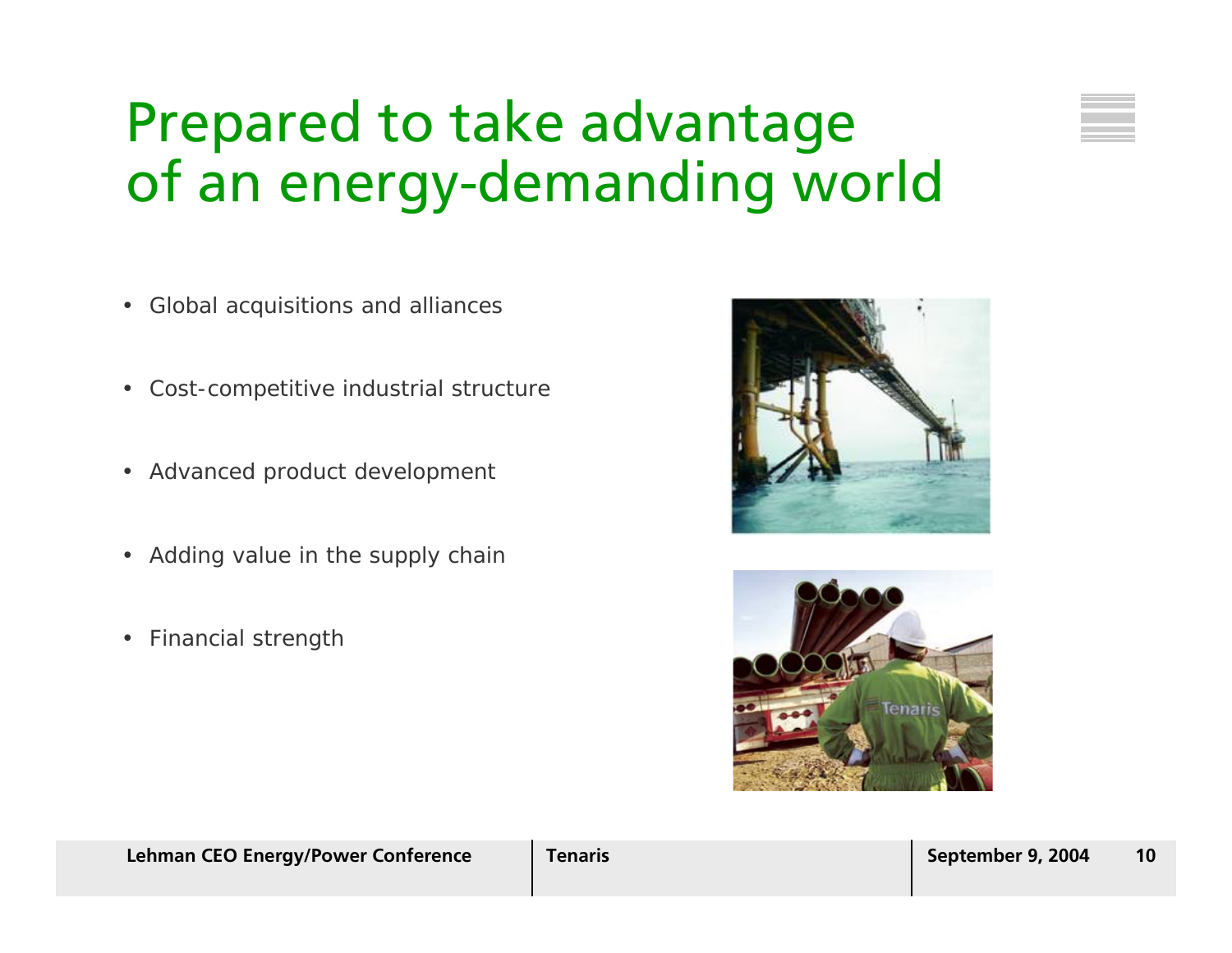# Prepared to take advantage of an energy-demanding world

- Global acquisitions and alliances
- Cost-competitive industrial structure
- Advanced product development
- Adding value in the supply chain
- Financial strength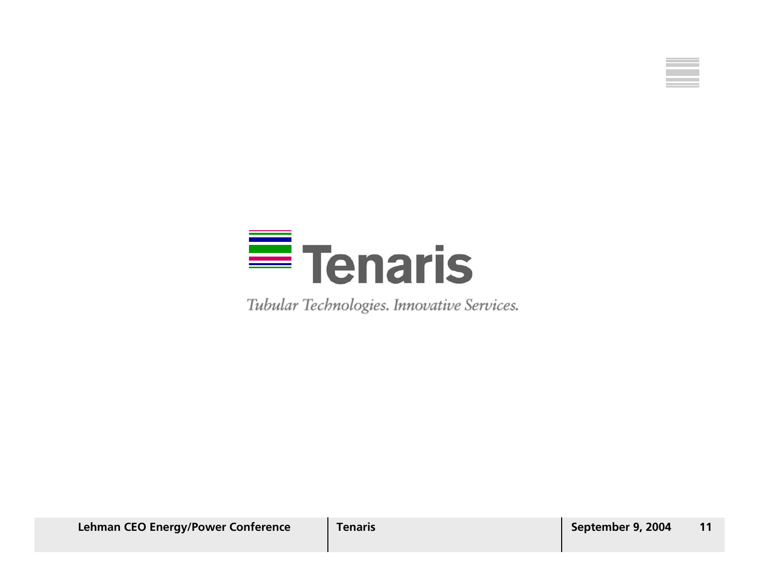# Tenaris

*Tubular Technologies. Innovative Services.*